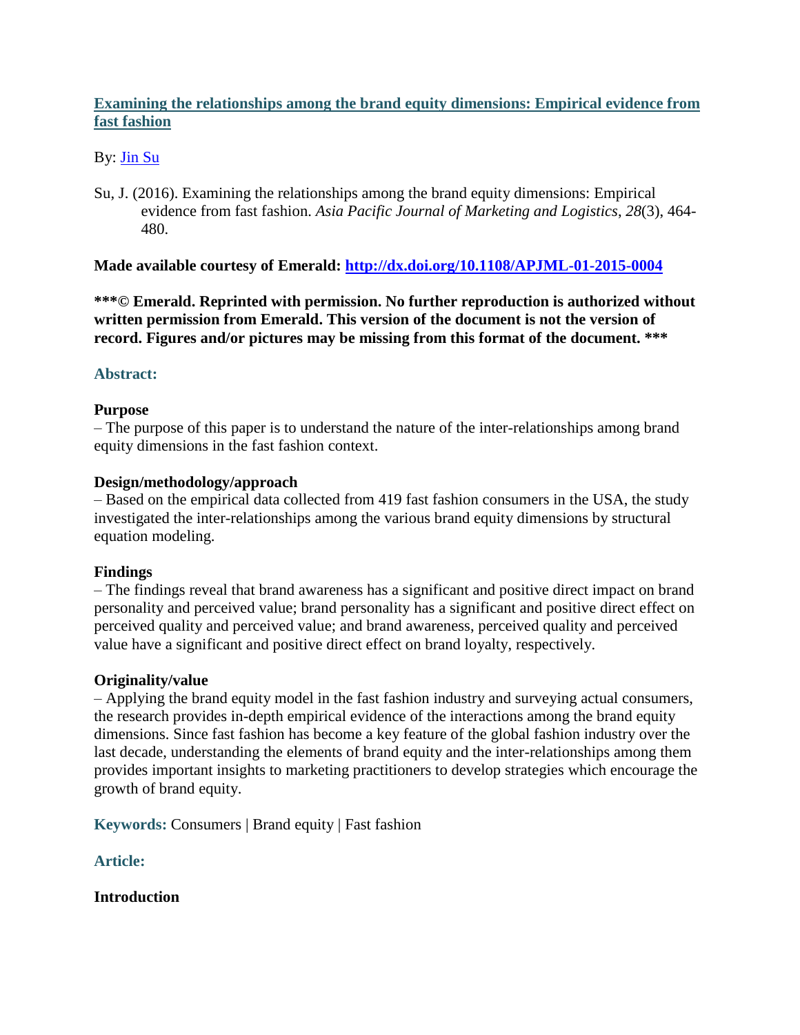# [Examining the relationships among the brand equity dimensions: Empirical evidence from fast fashion](#)

By: [Jin Su](#)

Su, J. (2016). Examining the relationships among the brand equity dimensions: Empirical evidence from fast fashion. *Asia Pacific Journal of Marketing and Logistics*, *28*(3), 464-480.

**Made available courtesy of Emerald: [http://dx.doi.org/10.1108/APJML-01-2015-0004](http://dx.doi.org/10.1108/APJML-01-2015-0004)**

**\*\*\*© Emerald. Reprinted with permission. No further reproduction is authorized without written permission from Emerald. This version of the document is not the version of record. Figures and/or pictures may be missing from this format of the document. \*\*\***

## Abstract:

**Purpose**
– The purpose of this paper is to understand the nature of the inter-relationships among brand equity dimensions in the fast fashion context.

**Design/methodology/approach**
– Based on the empirical data collected from 419 fast fashion consumers in the USA, the study investigated the inter-relationships among the various brand equity dimensions by structural equation modeling.

**Findings**
– The findings reveal that brand awareness has a significant and positive direct impact on brand personality and perceived value; brand personality has a significant and positive direct effect on perceived quality and perceived value; and brand awareness, perceived quality and perceived value have a significant and positive direct effect on brand loyalty, respectively.

**Originality/value**
– Applying the brand equity model in the fast fashion industry and surveying actual consumers, the research provides in-depth empirical evidence of the interactions among the brand equity dimensions. Since fast fashion has become a key feature of the global fashion industry over the last decade, understanding the elements of brand equity and the inter-relationships among them provides important insights to marketing practitioners to develop strategies which encourage the growth of brand equity.

**Keywords:** Consumers | Brand equity | Fast fashion

## Article:

### Introduction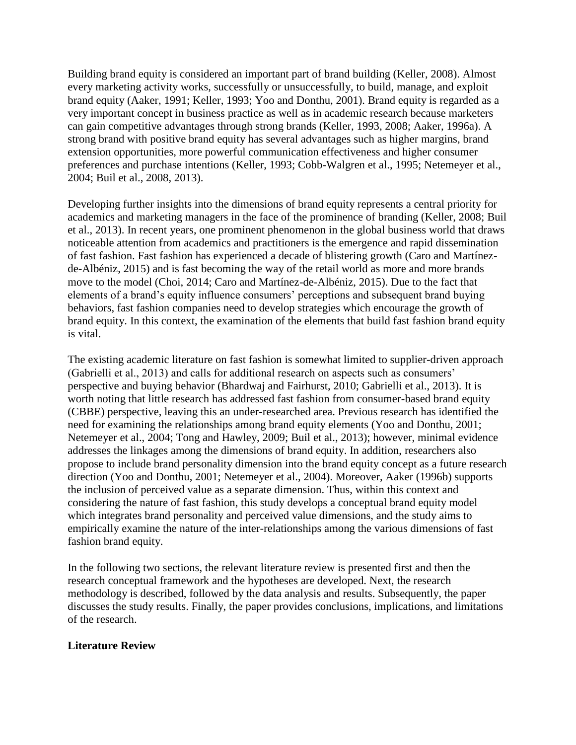Building brand equity is considered an important part of brand building (Keller, 2008). Almost every marketing activity works, successfully or unsuccessfully, to build, manage, and exploit brand equity (Aaker, 1991; Keller, 1993; Yoo and Donthu, 2001). Brand equity is regarded as a very important concept in business practice as well as in academic research because marketers can gain competitive advantages through strong brands (Keller, 1993, 2008; Aaker, 1996a). A strong brand with positive brand equity has several advantages such as higher margins, brand extension opportunities, more powerful communication effectiveness and higher consumer preferences and purchase intentions (Keller, 1993; Cobb-Walgren et al., 1995; Netemeyer et al., 2004; Buil et al., 2008, 2013).

Developing further insights into the dimensions of brand equity represents a central priority for academics and marketing managers in the face of the prominence of branding (Keller, 2008; Buil et al., 2013). In recent years, one prominent phenomenon in the global business world that draws noticeable attention from academics and practitioners is the emergence and rapid dissemination of fast fashion. Fast fashion has experienced a decade of blistering growth (Caro and Martínez-de-Albéniz, 2015) and is fast becoming the way of the retail world as more and more brands move to the model (Choi, 2014; Caro and Martínez-de-Albéniz, 2015). Due to the fact that elements of a brand's equity influence consumers' perceptions and subsequent brand buying behaviors, fast fashion companies need to develop strategies which encourage the growth of brand equity. In this context, the examination of the elements that build fast fashion brand equity is vital.

The existing academic literature on fast fashion is somewhat limited to supplier-driven approach (Gabrielli et al., 2013) and calls for additional research on aspects such as consumers' perspective and buying behavior (Bhardwaj and Fairhurst, 2010; Gabrielli et al., 2013). It is worth noting that little research has addressed fast fashion from consumer-based brand equity (CBBE) perspective, leaving this an under-researched area. Previous research has identified the need for examining the relationships among brand equity elements (Yoo and Donthu, 2001; Netemeyer et al., 2004; Tong and Hawley, 2009; Buil et al., 2013); however, minimal evidence addresses the linkages among the dimensions of brand equity. In addition, researchers also propose to include brand personality dimension into the brand equity concept as a future research direction (Yoo and Donthu, 2001; Netemeyer et al., 2004). Moreover, Aaker (1996b) supports the inclusion of perceived value as a separate dimension. Thus, within this context and considering the nature of fast fashion, this study develops a conceptual brand equity model which integrates brand personality and perceived value dimensions, and the study aims to empirically examine the nature of the inter-relationships among the various dimensions of fast fashion brand equity.

In the following two sections, the relevant literature review is presented first and then the research conceptual framework and the hypotheses are developed. Next, the research methodology is described, followed by the data analysis and results. Subsequently, the paper discusses the study results. Finally, the paper provides conclusions, implications, and limitations of the research.

## Literature Review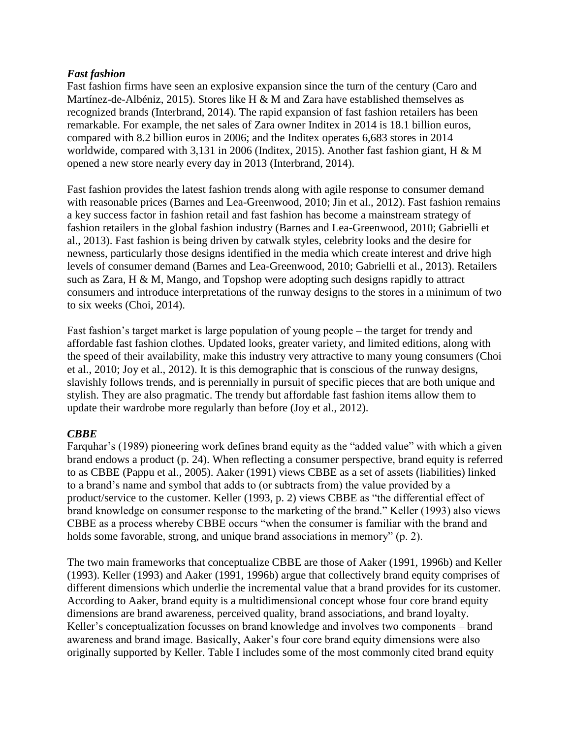### *Fast fashion*

Fast fashion firms have seen an explosive expansion since the turn of the century (Caro and Martínez-de-Albéniz, 2015). Stores like H & M and Zara have established themselves as recognized brands (Interbrand, 2014). The rapid expansion of fast fashion retailers has been remarkable. For example, the net sales of Zara owner Inditex in 2014 is 18.1 billion euros, compared with 8.2 billion euros in 2006; and the Inditex operates 6,683 stores in 2014 worldwide, compared with 3,131 in 2006 (Inditex, 2015). Another fast fashion giant, H & M opened a new store nearly every day in 2013 (Interbrand, 2014).

Fast fashion provides the latest fashion trends along with agile response to consumer demand with reasonable prices (Barnes and Lea-Greenwood, 2010; Jin et al., 2012). Fast fashion remains a key success factor in fashion retail and fast fashion has become a mainstream strategy of fashion retailers in the global fashion industry (Barnes and Lea-Greenwood, 2010; Gabrielli et al., 2013). Fast fashion is being driven by catwalk styles, celebrity looks and the desire for newness, particularly those designs identified in the media which create interest and drive high levels of consumer demand (Barnes and Lea-Greenwood, 2010; Gabrielli et al., 2013). Retailers such as Zara, H & M, Mango, and Topshop were adopting such designs rapidly to attract consumers and introduce interpretations of the runway designs to the stores in a minimum of two to six weeks (Choi, 2014).

Fast fashion's target market is large population of young people – the target for trendy and affordable fast fashion clothes. Updated looks, greater variety, and limited editions, along with the speed of their availability, make this industry very attractive to many young consumers (Choi et al., 2010; Joy et al., 2012). It is this demographic that is conscious of the runway designs, slavishly follows trends, and is perennially in pursuit of specific pieces that are both unique and stylish. They are also pragmatic. The trendy but affordable fast fashion items allow them to update their wardrobe more regularly than before (Joy et al., 2012).

### *CBBE*

Farquhar's (1989) pioneering work defines brand equity as the "added value" with which a given brand endows a product (p. 24). When reflecting a consumer perspective, brand equity is referred to as CBBE (Pappu et al., 2005). Aaker (1991) views CBBE as a set of assets (liabilities) linked to a brand's name and symbol that adds to (or subtracts from) the value provided by a product/service to the customer. Keller (1993, p. 2) views CBBE as "the differential effect of brand knowledge on consumer response to the marketing of the brand." Keller (1993) also views CBBE as a process whereby CBBE occurs "when the consumer is familiar with the brand and holds some favorable, strong, and unique brand associations in memory" (p. 2).

The two main frameworks that conceptualize CBBE are those of Aaker (1991, 1996b) and Keller (1993). Keller (1993) and Aaker (1991, 1996b) argue that collectively brand equity comprises of different dimensions which underlie the incremental value that a brand provides for its customer. According to Aaker, brand equity is a multidimensional concept whose four core brand equity dimensions are brand awareness, perceived quality, brand associations, and brand loyalty. Keller's conceptualization focusses on brand knowledge and involves two components – brand awareness and brand image. Basically, Aaker's four core brand equity dimensions were also originally supported by Keller. Table I includes some of the most commonly cited brand equity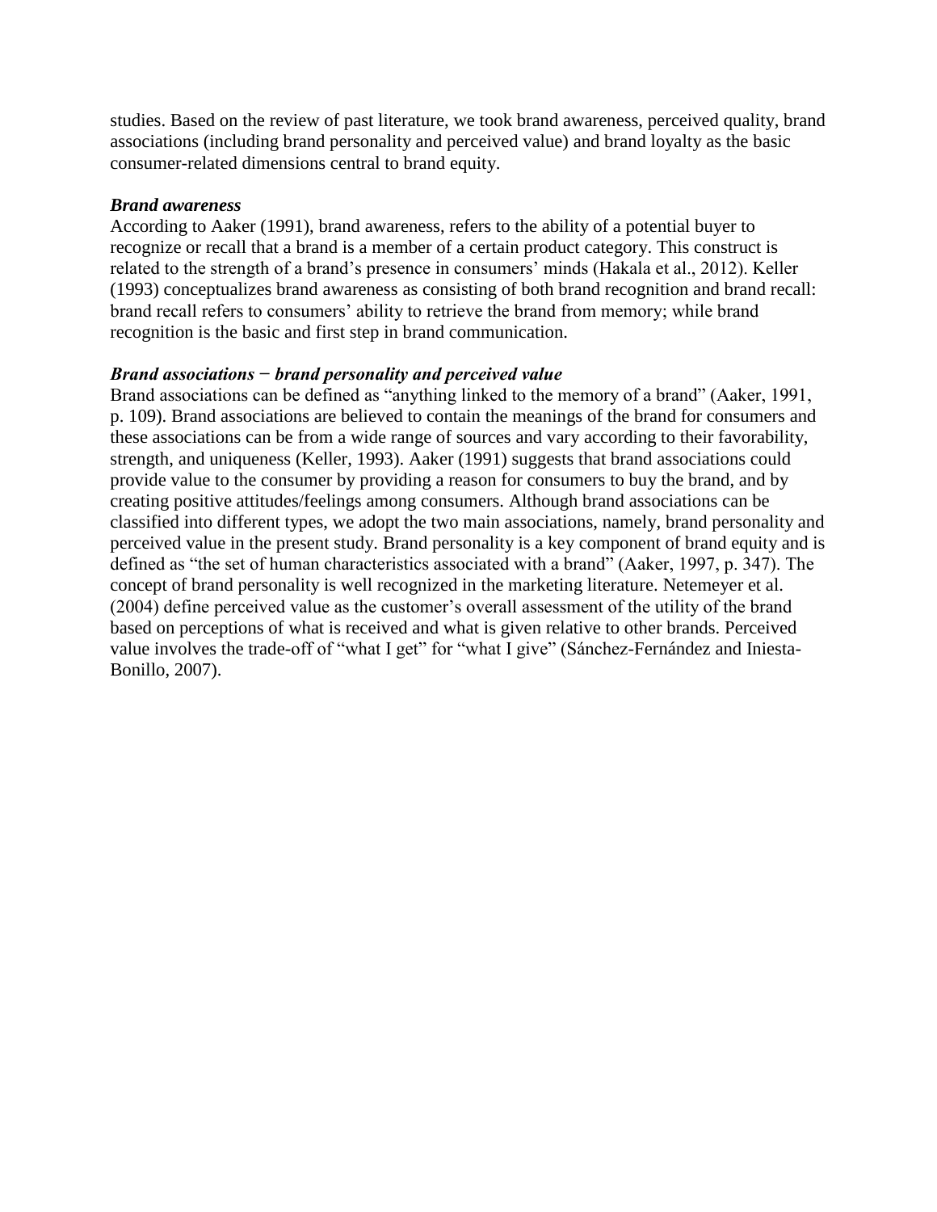studies. Based on the review of past literature, we took brand awareness, perceived quality, brand associations (including brand personality and perceived value) and brand loyalty as the basic consumer-related dimensions central to brand equity.

***Brand awareness***

According to Aaker (1991), brand awareness, refers to the ability of a potential buyer to recognize or recall that a brand is a member of a certain product category. This construct is related to the strength of a brand's presence in consumers' minds (Hakala et al., 2012). Keller (1993) conceptualizes brand awareness as consisting of both brand recognition and brand recall: brand recall refers to consumers' ability to retrieve the brand from memory; while brand recognition is the basic and first step in brand communication.

***Brand associations − brand personality and perceived value***

Brand associations can be defined as "anything linked to the memory of a brand" (Aaker, 1991, p. 109). Brand associations are believed to contain the meanings of the brand for consumers and these associations can be from a wide range of sources and vary according to their favorability, strength, and uniqueness (Keller, 1993). Aaker (1991) suggests that brand associations could provide value to the consumer by providing a reason for consumers to buy the brand, and by creating positive attitudes/feelings among consumers. Although brand associations can be classified into different types, we adopt the two main associations, namely, brand personality and perceived value in the present study. Brand personality is a key component of brand equity and is defined as "the set of human characteristics associated with a brand" (Aaker, 1997, p. 347). The concept of brand personality is well recognized in the marketing literature. Netemeyer et al. (2004) define perceived value as the customer's overall assessment of the utility of the brand based on perceptions of what is received and what is given relative to other brands. Perceived value involves the trade-off of "what I get" for "what I give" (Sánchez-Fernández and Iniesta-Bonillo, 2007).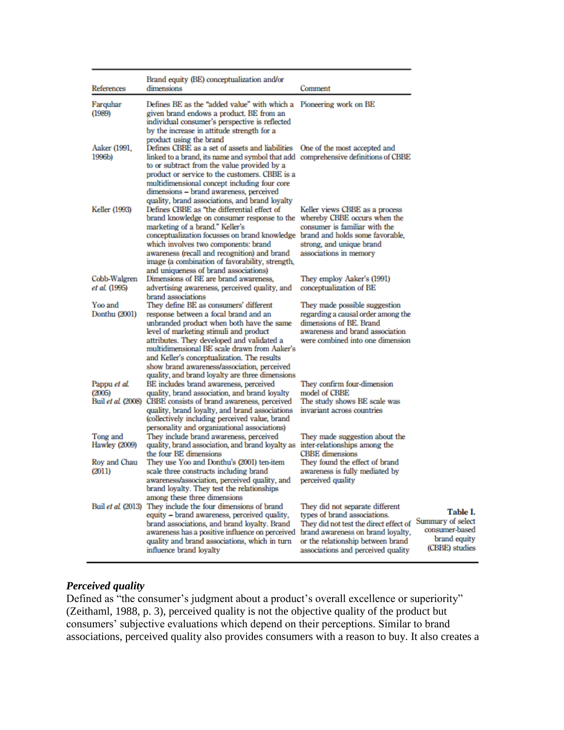**Table I.** Summary of select consumer-based brand equity (CBBE) studies

| References | Brand equity (BE) conceptualization and/or dimensions | Comment |
|---|---|---|
| Farquhar (1989) | Defines BE as the "added value" with which a given brand endows a product. BE from an individual consumer's perspective is reflected by the increase in attitude strength for a product using the brand | Pioneering work on BE |
| Aaker (1991, 1996b) | Defines CBBE as a set of assets and liabilities linked to a brand, its name and symbol that add to or subtract from the value provided by a product or service to the customers. CBBE is a multidimensional concept including four core dimensions – brand awareness, perceived quality, brand associations, and brand loyalty | One of the most accepted and comprehensive definitions of CBBE |
| Keller (1993) | Defines CBBE as "the differential effect of brand knowledge on consumer response to the marketing of a brand." Keller's conceptualization focusses on brand knowledge which involves two components: brand awareness (recall and recognition) and brand image (a combination of favorability, strength, and uniqueness of brand associations) | Keller views CBBE as a process whereby CBBE occurs when the consumer is familiar with the brand and holds some favorable, strong, and unique brand associations in memory |
| Cobb-Walgren *et al.* (1995) | Dimensions of BE are brand awareness, advertising awareness, perceived quality, and brand associations | They employ Aaker's (1991) conceptualization of BE |
| Yoo and Donthu (2001) | They define BE as consumers' different response between a focal brand and an unbranded product when both have the same level of marketing stimuli and product attributes. They developed and validated a multidimensional BE scale drawn from Aaker's and Keller's conceptualization. The results show brand awareness/association, perceived quality, and brand loyalty are three dimensions | They made possible suggestion regarding a causal order among the dimensions of BE. Brand awareness and brand association were combined into one dimension |
| Pappu *et al.* (2005) | BE includes brand awareness, perceived quality, brand association, and brand loyalty | They confirm four-dimension model of CBBE |
| Buil *et al.* (2008) | CBBE consists of brand awareness, perceived quality, brand loyalty, and brand associations (collectively including perceived value, brand personality and organizational associations) | The study shows BE scale was invariant across countries |
| Tong and Hawley (2009) | They include brand awareness, perceived quality, brand association, and brand loyalty as the four BE dimensions | They made suggestion about the inter-relationships among the CBBE dimensions |
| Roy and Chau (2011) | They use Yoo and Donthu's (2001) ten-item scale three constructs including brand awareness/association, perceived quality, and brand loyalty. They test the relationships among these three dimensions | They found the effect of brand awareness is fully mediated by perceived quality |
| Buil *et al.* (2013) | They include the four dimensions of brand equity – brand awareness, perceived quality, brand associations, and brand loyalty. Brand awareness has a positive influence on perceived quality and brand associations, which in turn influence brand loyalty | They did not separate different types of brand associations. They did not test the direct effect of brand awareness on brand loyalty, or the relationship between brand associations and perceived quality |

### *Perceived quality*

Defined as "the consumer's judgment about a product's overall excellence or superiority" (Zeithaml, 1988, p. 3), perceived quality is not the objective quality of the product but consumers' subjective evaluations which depend on their perceptions. Similar to brand associations, perceived quality also provides consumers with a reason to buy. It also creates a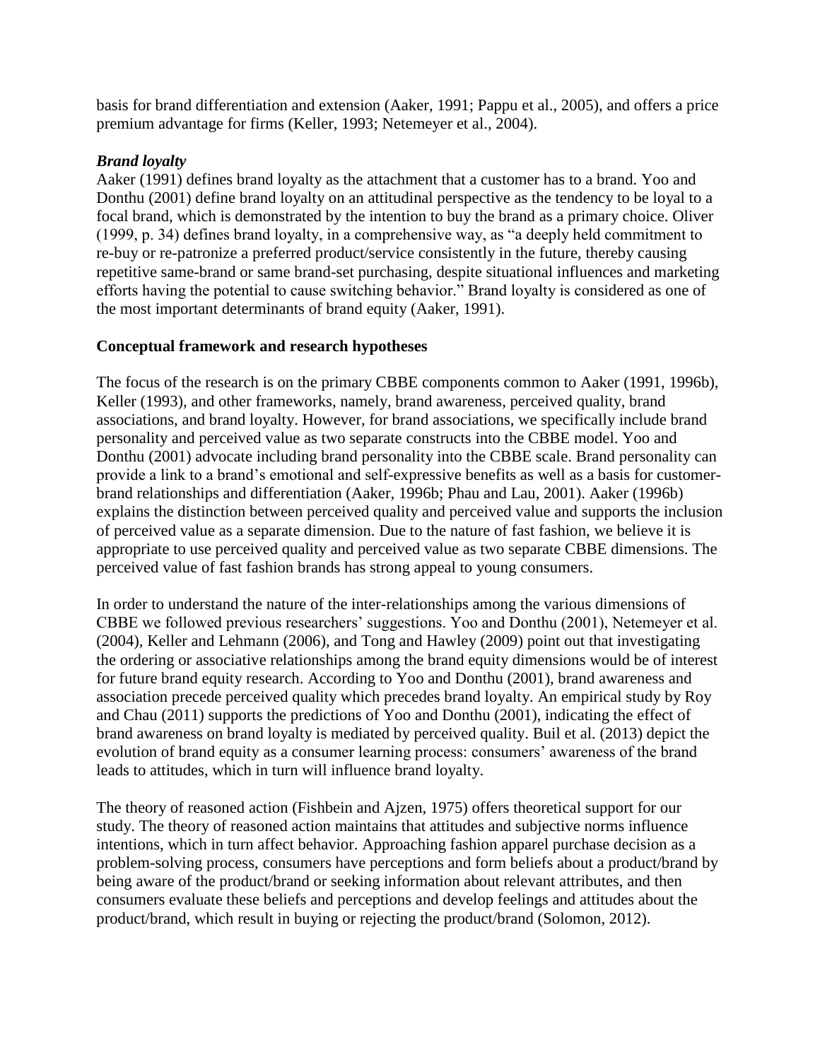basis for brand differentiation and extension (Aaker, 1991; Pappu et al., 2005), and offers a price premium advantage for firms (Keller, 1993; Netemeyer et al., 2004).

### *Brand loyalty*

Aaker (1991) defines brand loyalty as the attachment that a customer has to a brand. Yoo and Donthu (2001) define brand loyalty on an attitudinal perspective as the tendency to be loyal to a focal brand, which is demonstrated by the intention to buy the brand as a primary choice. Oliver (1999, p. 34) defines brand loyalty, in a comprehensive way, as "a deeply held commitment to re-buy or re-patronize a preferred product/service consistently in the future, thereby causing repetitive same-brand or same brand-set purchasing, despite situational influences and marketing efforts having the potential to cause switching behavior." Brand loyalty is considered as one of the most important determinants of brand equity (Aaker, 1991).

## **Conceptual framework and research hypotheses**

The focus of the research is on the primary CBBE components common to Aaker (1991, 1996b), Keller (1993), and other frameworks, namely, brand awareness, perceived quality, brand associations, and brand loyalty. However, for brand associations, we specifically include brand personality and perceived value as two separate constructs into the CBBE model. Yoo and Donthu (2001) advocate including brand personality into the CBBE scale. Brand personality can provide a link to a brand's emotional and self-expressive benefits as well as a basis for customer-brand relationships and differentiation (Aaker, 1996b; Phau and Lau, 2001). Aaker (1996b) explains the distinction between perceived quality and perceived value and supports the inclusion of perceived value as a separate dimension. Due to the nature of fast fashion, we believe it is appropriate to use perceived quality and perceived value as two separate CBBE dimensions. The perceived value of fast fashion brands has strong appeal to young consumers.

In order to understand the nature of the inter-relationships among the various dimensions of CBBE we followed previous researchers' suggestions. Yoo and Donthu (2001), Netemeyer et al. (2004), Keller and Lehmann (2006), and Tong and Hawley (2009) point out that investigating the ordering or associative relationships among the brand equity dimensions would be of interest for future brand equity research. According to Yoo and Donthu (2001), brand awareness and association precede perceived quality which precedes brand loyalty. An empirical study by Roy and Chau (2011) supports the predictions of Yoo and Donthu (2001), indicating the effect of brand awareness on brand loyalty is mediated by perceived quality. Buil et al. (2013) depict the evolution of brand equity as a consumer learning process: consumers' awareness of the brand leads to attitudes, which in turn will influence brand loyalty.

The theory of reasoned action (Fishbein and Ajzen, 1975) offers theoretical support for our study. The theory of reasoned action maintains that attitudes and subjective norms influence intentions, which in turn affect behavior. Approaching fashion apparel purchase decision as a problem-solving process, consumers have perceptions and form beliefs about a product/brand by being aware of the product/brand or seeking information about relevant attributes, and then consumers evaluate these beliefs and perceptions and develop feelings and attitudes about the product/brand, which result in buying or rejecting the product/brand (Solomon, 2012).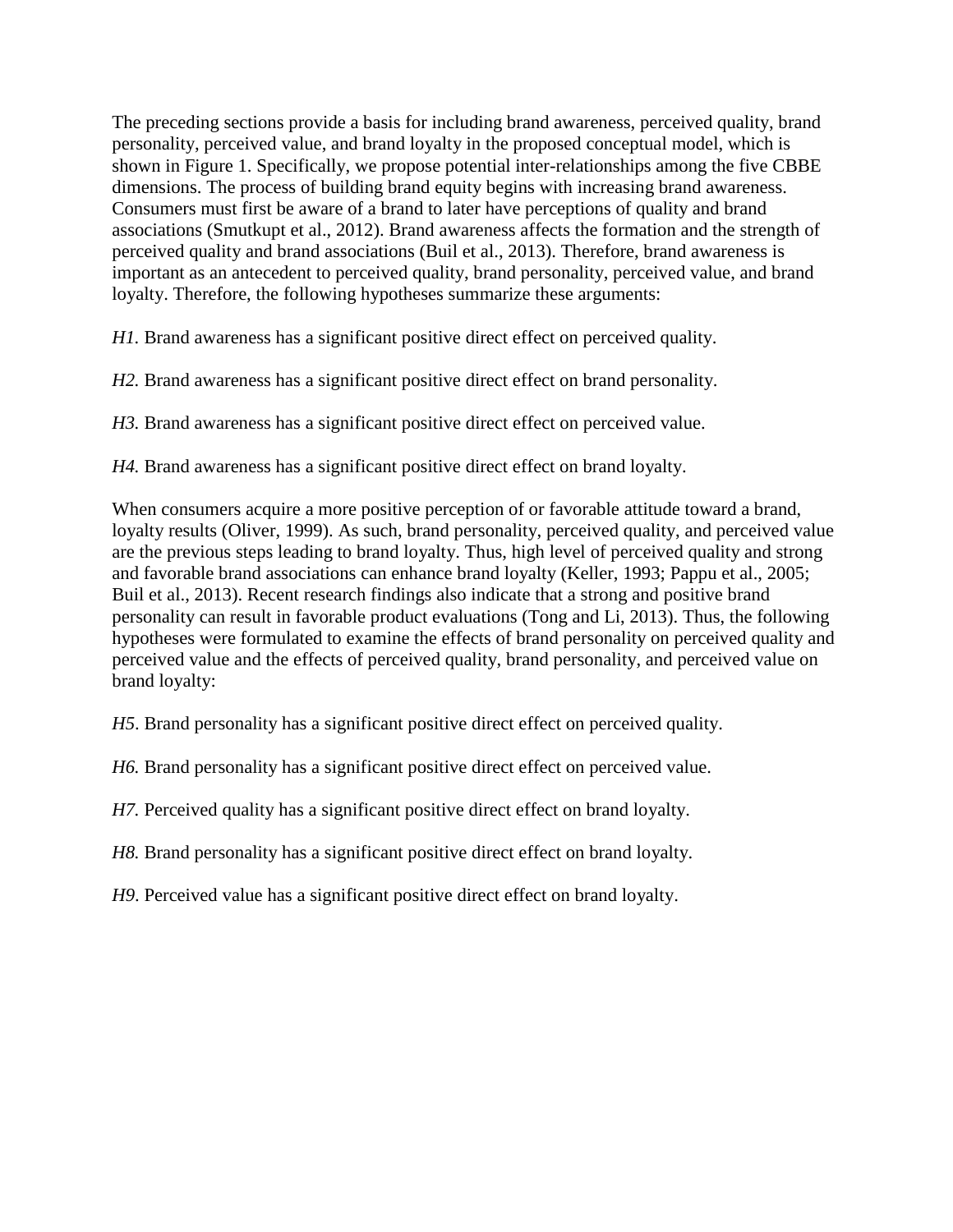The preceding sections provide a basis for including brand awareness, perceived quality, brand personality, perceived value, and brand loyalty in the proposed conceptual model, which is shown in Figure 1. Specifically, we propose potential inter-relationships among the five CBBE dimensions. The process of building brand equity begins with increasing brand awareness. Consumers must first be aware of a brand to later have perceptions of quality and brand associations (Smutkupt et al., 2012). Brand awareness affects the formation and the strength of perceived quality and brand associations (Buil et al., 2013). Therefore, brand awareness is important as an antecedent to perceived quality, brand personality, perceived value, and brand loyalty. Therefore, the following hypotheses summarize these arguments:

*H1.* Brand awareness has a significant positive direct effect on perceived quality.

*H2.* Brand awareness has a significant positive direct effect on brand personality.

*H3.* Brand awareness has a significant positive direct effect on perceived value.

*H4.* Brand awareness has a significant positive direct effect on brand loyalty.

When consumers acquire a more positive perception of or favorable attitude toward a brand, loyalty results (Oliver, 1999). As such, brand personality, perceived quality, and perceived value are the previous steps leading to brand loyalty. Thus, high level of perceived quality and strong and favorable brand associations can enhance brand loyalty (Keller, 1993; Pappu et al., 2005; Buil et al., 2013). Recent research findings also indicate that a strong and positive brand personality can result in favorable product evaluations (Tong and Li, 2013). Thus, the following hypotheses were formulated to examine the effects of brand personality on perceived quality and perceived value and the effects of perceived quality, brand personality, and perceived value on brand loyalty:

*H5*. Brand personality has a significant positive direct effect on perceived quality.

*H6.* Brand personality has a significant positive direct effect on perceived value.

*H7.* Perceived quality has a significant positive direct effect on brand loyalty.

*H8.* Brand personality has a significant positive direct effect on brand loyalty.

*H9*. Perceived value has a significant positive direct effect on brand loyalty.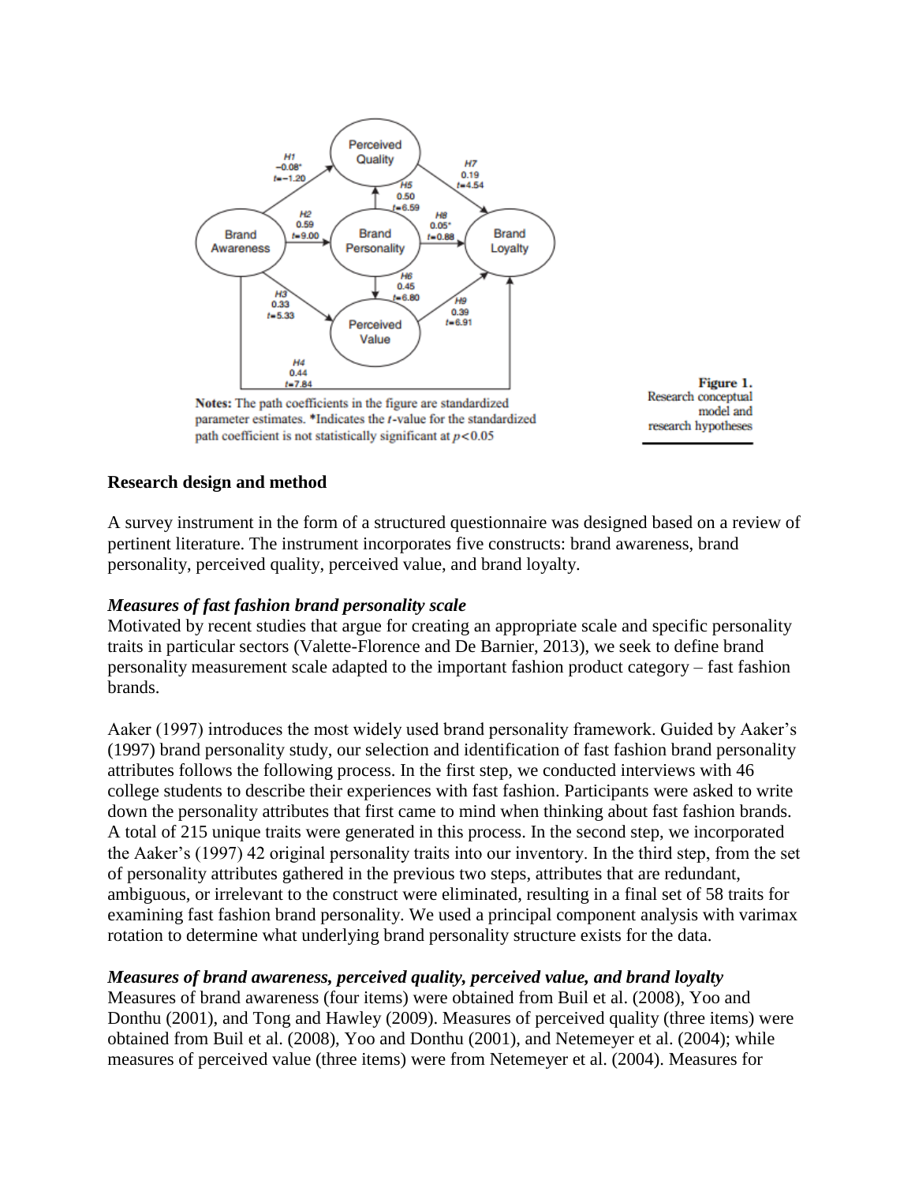**Notes:** The path coefficients in the figure are standardized parameter estimates. *Indicates the $t$-value for the standardized path coefficient is not statistically significant at $p<0.05$

**Figure 1.** Research conceptual model and research hypotheses

## Research design and method

A survey instrument in the form of a structured questionnaire was designed based on a review of pertinent literature. The instrument incorporates five constructs: brand awareness, brand personality, perceived quality, perceived value, and brand loyalty.

### *Measures of fast fashion brand personality scale*

Motivated by recent studies that argue for creating an appropriate scale and specific personality traits in particular sectors (Valette-Florence and De Barnier, 2013), we seek to define brand personality measurement scale adapted to the important fashion product category – fast fashion brands.

Aaker (1997) introduces the most widely used brand personality framework. Guided by Aaker's (1997) brand personality study, our selection and identification of fast fashion brand personality attributes follows the following process. In the first step, we conducted interviews with 46 college students to describe their experiences with fast fashion. Participants were asked to write down the personality attributes that first came to mind when thinking about fast fashion brands. A total of 215 unique traits were generated in this process. In the second step, we incorporated the Aaker's (1997) 42 original personality traits into our inventory. In the third step, from the set of personality attributes gathered in the previous two steps, attributes that are redundant, ambiguous, or irrelevant to the construct were eliminated, resulting in a final set of 58 traits for examining fast fashion brand personality. We used a principal component analysis with varimax rotation to determine what underlying brand personality structure exists for the data.

### *Measures of brand awareness, perceived quality, perceived value, and brand loyalty*

Measures of brand awareness (four items) were obtained from Buil et al. (2008), Yoo and Donthu (2001), and Tong and Hawley (2009). Measures of perceived quality (three items) were obtained from Buil et al. (2008), Yoo and Donthu (2001), and Netemeyer et al. (2004); while measures of perceived value (three items) were from Netemeyer et al. (2004). Measures for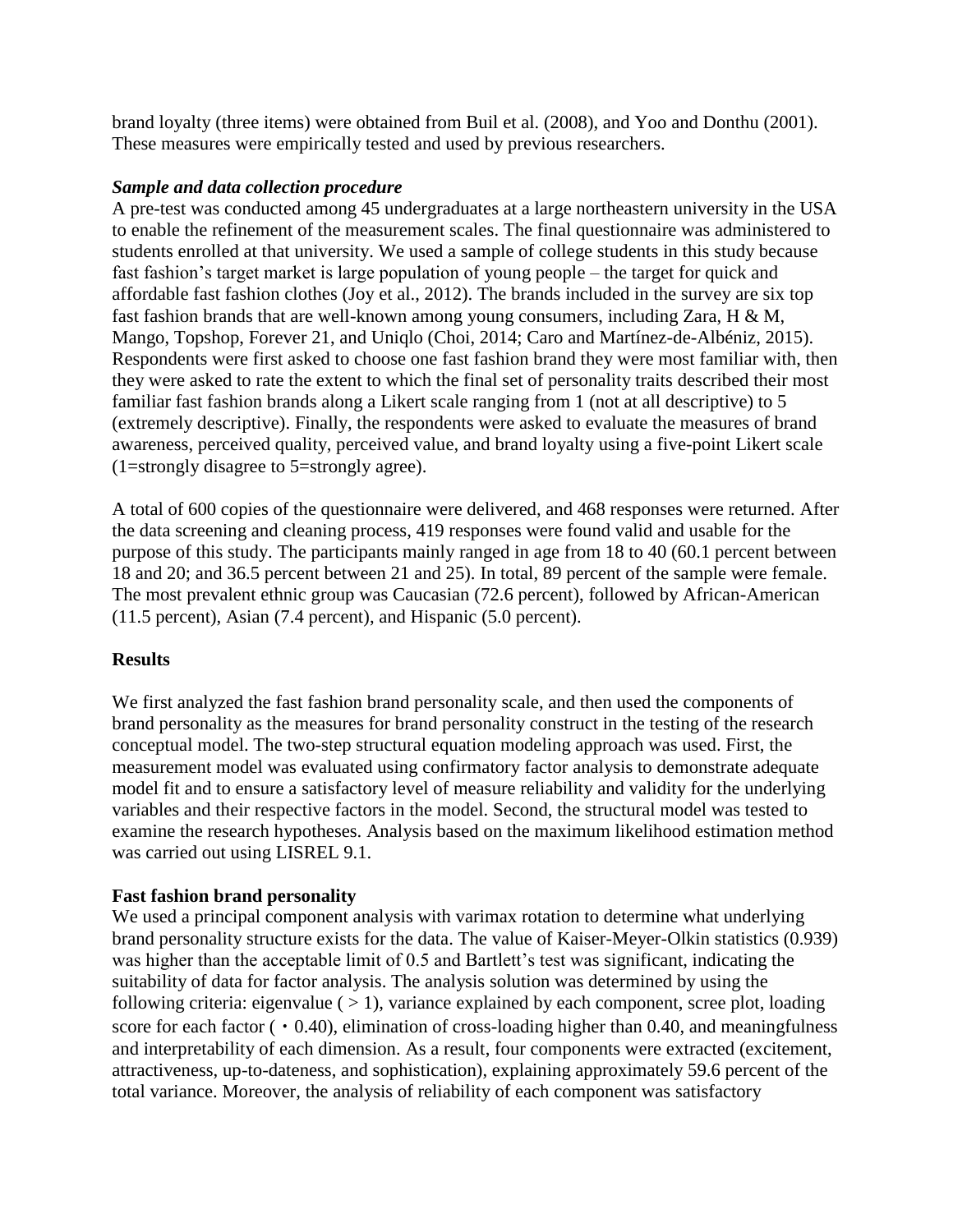brand loyalty (three items) were obtained from Buil et al. (2008), and Yoo and Donthu (2001). These measures were empirically tested and used by previous researchers.

***Sample and data collection procedure***

A pre-test was conducted among 45 undergraduates at a large northeastern university in the USA to enable the refinement of the measurement scales. The final questionnaire was administered to students enrolled at that university. We used a sample of college students in this study because fast fashion's target market is large population of young people – the target for quick and affordable fast fashion clothes (Joy et al., 2012). The brands included in the survey are six top fast fashion brands that are well-known among young consumers, including Zara, H & M, Mango, Topshop, Forever 21, and Uniqlo (Choi, 2014; Caro and Martínez-de-Albéniz, 2015). Respondents were first asked to choose one fast fashion brand they were most familiar with, then they were asked to rate the extent to which the final set of personality traits described their most familiar fast fashion brands along a Likert scale ranging from 1 (not at all descriptive) to 5 (extremely descriptive). Finally, the respondents were asked to evaluate the measures of brand awareness, perceived quality, perceived value, and brand loyalty using a five-point Likert scale (1=strongly disagree to 5=strongly agree).

A total of 600 copies of the questionnaire were delivered, and 468 responses were returned. After the data screening and cleaning process, 419 responses were found valid and usable for the purpose of this study. The participants mainly ranged in age from 18 to 40 (60.1 percent between 18 and 20; and 36.5 percent between 21 and 25). In total, 89 percent of the sample were female. The most prevalent ethnic group was Caucasian (72.6 percent), followed by African-American (11.5 percent), Asian (7.4 percent), and Hispanic (5.0 percent).

## Results

We first analyzed the fast fashion brand personality scale, and then used the components of brand personality as the measures for brand personality construct in the testing of the research conceptual model. The two-step structural equation modeling approach was used. First, the measurement model was evaluated using confirmatory factor analysis to demonstrate adequate model fit and to ensure a satisfactory level of measure reliability and validity for the underlying variables and their respective factors in the model. Second, the structural model was tested to examine the research hypotheses. Analysis based on the maximum likelihood estimation method was carried out using LISREL 9.1.

### Fast fashion brand personality

We used a principal component analysis with varimax rotation to determine what underlying brand personality structure exists for the data. The value of Kaiser-Meyer-Olkin statistics (0.939) was higher than the acceptable limit of 0.5 and Bartlett's test was significant, indicating the suitability of data for factor analysis. The analysis solution was determined by using the following criteria: eigenvalue ( > 1), variance explained by each component, scree plot, loading score for each factor ( • 0.40), elimination of cross-loading higher than 0.40, and meaningfulness and interpretability of each dimension. As a result, four components were extracted (excitement, attractiveness, up-to-dateness, and sophistication), explaining approximately 59.6 percent of the total variance. Moreover, the analysis of reliability of each component was satisfactory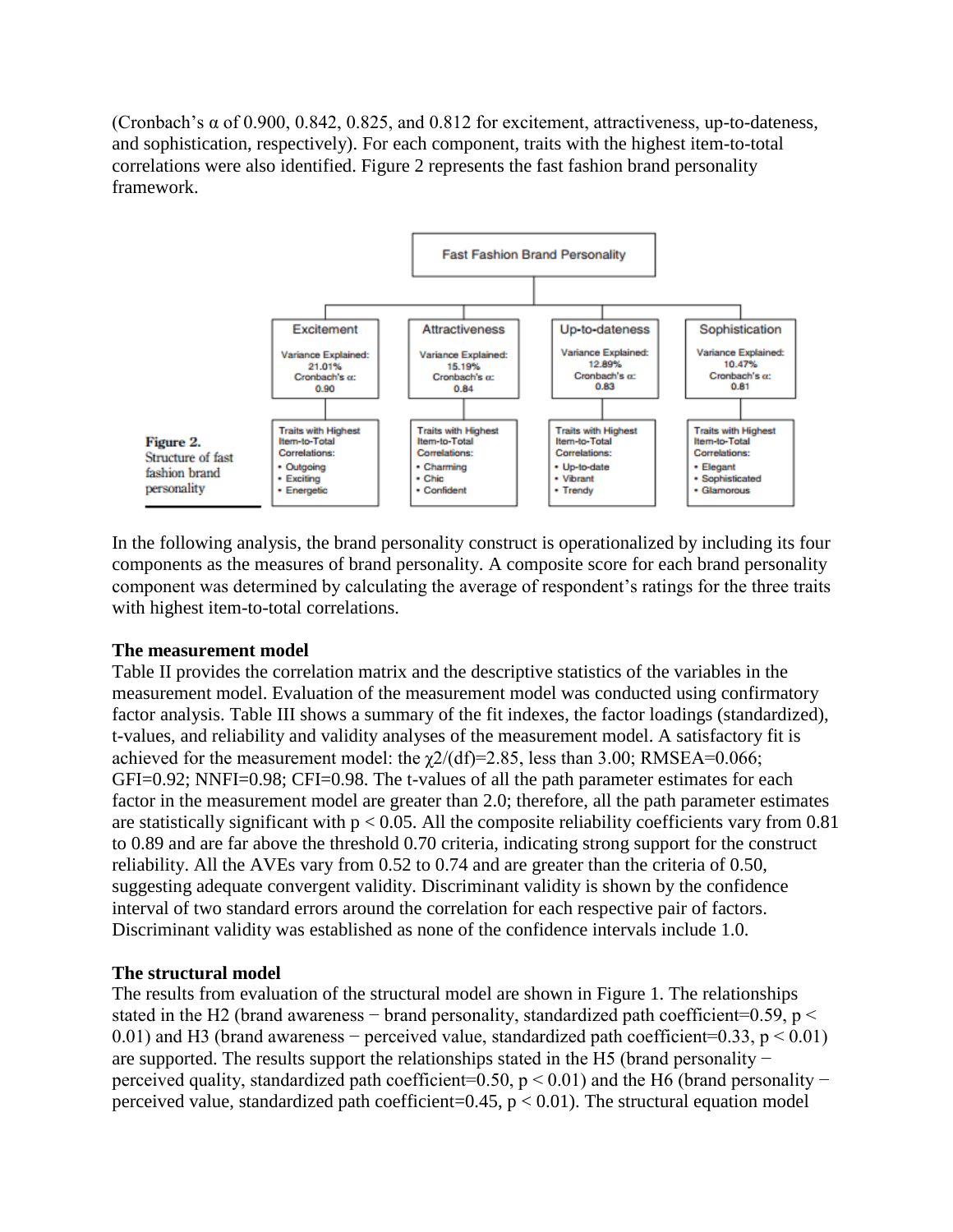(Cronbach's α of 0.900, 0.842, 0.825, and 0.812 for excitement, attractiveness, up-to-dateness, and sophistication, respectively). For each component, traits with the highest item-to-total correlations were also identified. Figure 2 represents the fast fashion brand personality framework.

**Fast Fashion Brand Personality**

| Excitement | Attractiveness | Up-to-dateness | Sophistication |
|---|---|---|---|
| Variance Explained: 21.01% | Variance Explained: 15.19% | Variance Explained: 12.89% | Variance Explained: 10.47% |
| Cronbach's α: 0.90 | Cronbach's α: 0.84 | Cronbach's α: 0.83 | Cronbach's α: 0.81 |
| Traits with Highest Item-to-Total Correlations: | Traits with Highest Item-to-Total Correlations: | Traits with Highest Item-to-Total Correlations: | Traits with Highest Item-to-Total Correlations: |
| • Outgoing | • Charming | • Up-to-date | • Elegant |
| • Exciting | • Chic | • Vibrant | • Sophisticated |
| • Energetic | • Confident | • Trendy | • Glamorous |

**Figure 2.** Structure of fast fashion brand personality

In the following analysis, the brand personality construct is operationalized by including its four components as the measures of brand personality. A composite score for each brand personality component was determined by calculating the average of respondent's ratings for the three traits with highest item-to-total correlations.

**The measurement model**

Table II provides the correlation matrix and the descriptive statistics of the variables in the measurement model. Evaluation of the measurement model was conducted using confirmatory factor analysis. Table III shows a summary of the fit indexes, the factor loadings (standardized), t-values, and reliability and validity analyses of the measurement model. A satisfactory fit is achieved for the measurement model: the $\chi^2/(df)=2.85$, less than 3.00; RMSEA=0.066; GFI=0.92; NNFI=0.98; CFI=0.98. The t-values of all the path parameter estimates for each factor in the measurement model are greater than 2.0; therefore, all the path parameter estimates are statistically significant with $p < 0.05$. All the composite reliability coefficients vary from 0.81 to 0.89 and are far above the threshold 0.70 criteria, indicating strong support for the construct reliability. All the AVEs vary from 0.52 to 0.74 and are greater than the criteria of 0.50, suggesting adequate convergent validity. Discriminant validity is shown by the confidence interval of two standard errors around the correlation for each respective pair of factors. Discriminant validity was established as none of the confidence intervals include 1.0.

**The structural model**

The results from evaluation of the structural model are shown in Figure 1. The relationships stated in the H2 (brand awareness − brand personality, standardized path coefficient=0.59, $p < 0.01$) and H3 (brand awareness − perceived value, standardized path coefficient=0.33, $p < 0.01$) are supported. The results support the relationships stated in the H5 (brand personality − perceived quality, standardized path coefficient=0.50, $p < 0.01$) and the H6 (brand personality − perceived value, standardized path coefficient=0.45, $p < 0.01$). The structural equation model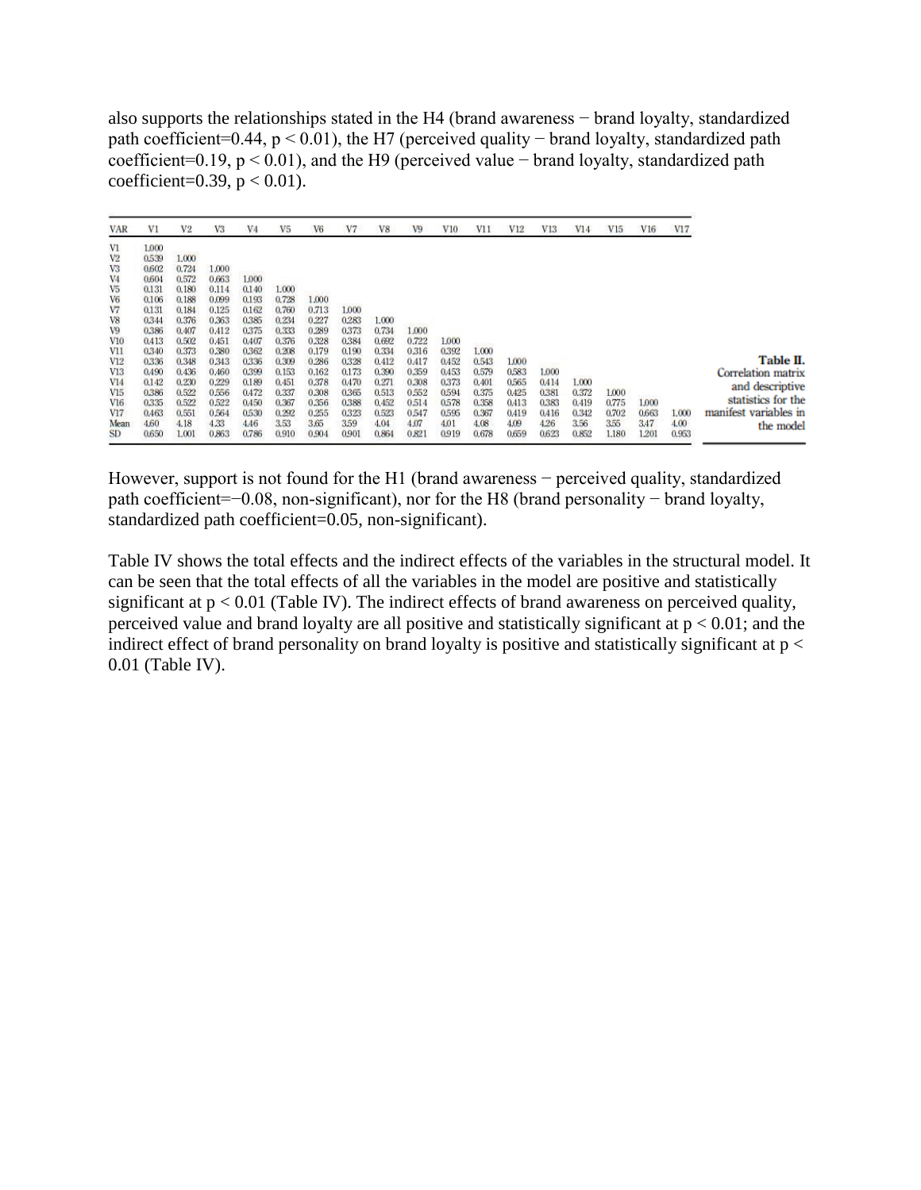also supports the relationships stated in the H4 (brand awareness − brand loyalty, standardized path coefficient=0.44, $p < 0.01$), the H7 (perceived quality − brand loyalty, standardized path coefficient=0.19, $p < 0.01$), and the H9 (perceived value − brand loyalty, standardized path coefficient=0.39, $p < 0.01$).

**Table II.** Correlation matrix and descriptive statistics for the manifest variables in the model

| VAR | V1 | V2 | V3 | V4 | V5 | V6 | V7 | V8 | V9 | V10 | V11 | V12 | V13 | V14 | V15 | V16 | V17 |
|---|---|---|---|---|---|---|---|---|---|---|---|---|---|---|---|---|---|
| V1 | 1.000 | | | | | | | | | | | | | | | | |
| V2 | 0.539 | 1.000 | | | | | | | | | | | | | | | |
| V3 | 0.602 | 0.724 | 1.000 | | | | | | | | | | | | | | |
| V4 | 0.604 | 0.572 | 0.663 | 1.000 | | | | | | | | | | | | | |
| V5 | 0.131 | 0.180 | 0.114 | 0.140 | 1.000 | | | | | | | | | | | | |
| V6 | 0.106 | 0.188 | 0.099 | 0.193 | 0.728 | 1.000 | | | | | | | | | | | |
| V7 | 0.131 | 0.184 | 0.125 | 0.162 | 0.760 | 0.713 | 1.000 | | | | | | | | | | |
| V8 | 0.344 | 0.376 | 0.363 | 0.385 | 0.234 | 0.227 | 0.283 | 1.000 | | | | | | | | | |
| V9 | 0.386 | 0.407 | 0.412 | 0.375 | 0.333 | 0.289 | 0.373 | 0.734 | 1.000 | | | | | | | | |
| V10 | 0.413 | 0.502 | 0.451 | 0.407 | 0.376 | 0.328 | 0.384 | 0.692 | 0.722 | 1.000 | | | | | | | |
| V11 | 0.340 | 0.373 | 0.380 | 0.362 | 0.208 | 0.179 | 0.190 | 0.334 | 0.316 | 0.392 | 1.000 | | | | | | |
| V12 | 0.336 | 0.348 | 0.343 | 0.336 | 0.309 | 0.286 | 0.328 | 0.412 | 0.417 | 0.452 | 0.543 | 1.000 | | | | | |
| V13 | 0.490 | 0.436 | 0.460 | 0.399 | 0.153 | 0.162 | 0.173 | 0.390 | 0.359 | 0.453 | 0.579 | 0.583 | 1.000 | | | | |
| V14 | 0.142 | 0.230 | 0.229 | 0.189 | 0.451 | 0.378 | 0.470 | 0.271 | 0.308 | 0.373 | 0.401 | 0.565 | 0.414 | 1.000 | | | |
| V15 | 0.386 | 0.522 | 0.556 | 0.472 | 0.337 | 0.308 | 0.365 | 0.513 | 0.552 | 0.594 | 0.375 | 0.425 | 0.381 | 0.372 | 1.000 | | |
| V16 | 0.335 | 0.522 | 0.522 | 0.450 | 0.367 | 0.356 | 0.388 | 0.452 | 0.514 | 0.578 | 0.358 | 0.413 | 0.383 | 0.419 | 0.775 | 1.000 | |
| V17 | 0.463 | 0.551 | 0.564 | 0.530 | 0.292 | 0.255 | 0.323 | 0.523 | 0.547 | 0.595 | 0.367 | 0.419 | 0.416 | 0.342 | 0.702 | 0.663 | 1.000 |
| Mean | 4.60 | 4.18 | 4.33 | 4.46 | 3.53 | 3.65 | 3.59 | 4.04 | 4.07 | 4.01 | 4.08 | 4.09 | 4.26 | 3.56 | 3.55 | 3.47 | 4.00 |
| SD | 0.650 | 1.001 | 0.863 | 0.786 | 0.910 | 0.904 | 0.901 | 0.864 | 0.821 | 0.919 | 0.678 | 0.659 | 0.623 | 0.852 | 1.180 | 1.201 | 0.953 |

However, support is not found for the H1 (brand awareness − perceived quality, standardized path coefficient=−0.08, non-significant), nor for the H8 (brand personality − brand loyalty, standardized path coefficient=0.05, non-significant).

Table IV shows the total effects and the indirect effects of the variables in the structural model. It can be seen that the total effects of all the variables in the model are positive and statistically significant at $p < 0.01$ (Table IV). The indirect effects of brand awareness on perceived quality, perceived value and brand loyalty are all positive and statistically significant at $p < 0.01$; and the indirect effect of brand personality on brand loyalty is positive and statistically significant at $p < 0.01$ (Table IV).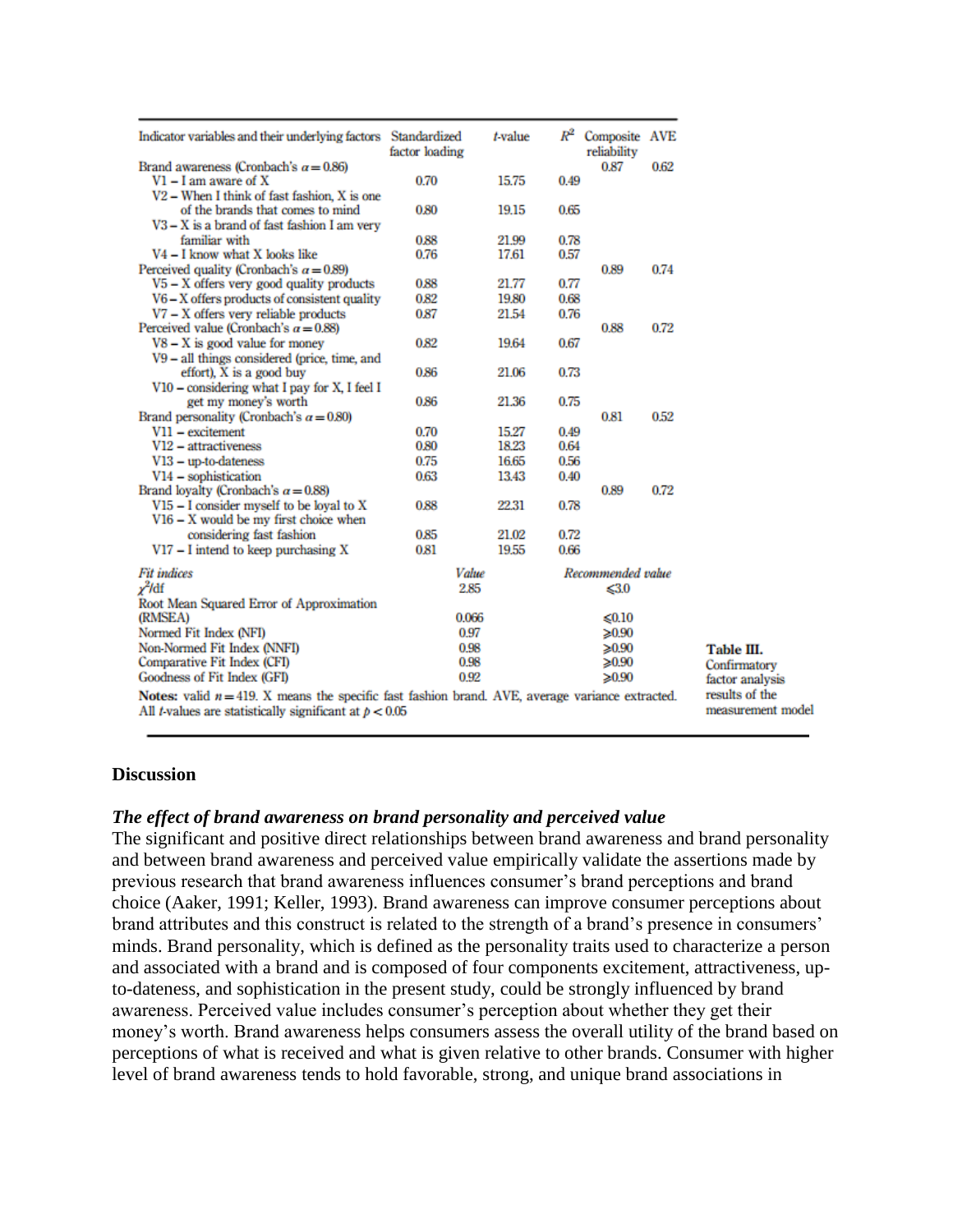**Table III.** Confirmatory factor analysis results of the measurement model

| Indicator variables and their underlying factors | Standardized factor loading | *t*-value | $R^2$ | Composite reliability | AVE |
|---|---|---|---|---|---|
| Brand awareness (Cronbach's $\alpha = 0.86$) | | | | 0.87 | 0.62 |
| V1 – I am aware of X | 0.70 | 15.75 | 0.49 | | |
| V2 – When I think of fast fashion, X is one of the brands that comes to mind | 0.80 | 19.15 | 0.65 | | |
| V3 – X is a brand of fast fashion I am very familiar with | 0.88 | 21.99 | 0.78 | | |
| V4 – I know what X looks like | 0.76 | 17.61 | 0.57 | | |
| Perceived quality (Cronbach's $\alpha = 0.89$) | | | | 0.89 | 0.74 |
| V5 – X offers very good quality products | 0.88 | 21.77 | 0.77 | | |
| V6 – X offers products of consistent quality | 0.82 | 19.80 | 0.68 | | |
| V7 – X offers very reliable products | 0.87 | 21.54 | 0.76 | | |
| Perceived value (Cronbach's $\alpha = 0.88$) | | | | 0.88 | 0.72 |
| V8 – X is good value for money | 0.82 | 19.64 | 0.67 | | |
| V9 – all things considered (price, time, and effort), X is a good buy | 0.86 | 21.06 | 0.73 | | |
| V10 – considering what I pay for X, I feel I get my money's worth | 0.86 | 21.36 | 0.75 | | |
| Brand personality (Cronbach's $\alpha = 0.80$) | | | | 0.81 | 0.52 |
| V11 – excitement | 0.70 | 15.27 | 0.49 | | |
| V12 – attractiveness | 0.80 | 18.23 | 0.64 | | |
| V13 – up-to-dateness | 0.75 | 16.65 | 0.56 | | |
| V14 – sophistication | 0.63 | 13.43 | 0.40 | | |
| Brand loyalty (Cronbach's $\alpha = 0.88$) | | | | 0.89 | 0.72 |
| V15 – I consider myself to be loyal to X | 0.88 | 22.31 | 0.78 | | |
| V16 – X would be my first choice when considering fast fashion | 0.85 | 21.02 | 0.72 | | |
| V17 – I intend to keep purchasing X | 0.81 | 19.55 | 0.66 | | |

| *Fit indices* | *Value* | *Recommended value* |
|---|---|---|
| $\chi^2$/df | 2.85 | $\leqslant 3.0$ |
| Root Mean Squared Error of Approximation (RMSEA) | 0.066 | $\leqslant 0.10$ |
| Normed Fit Index (NFI) | 0.97 | $\geqslant 0.90$ |
| Non-Normed Fit Index (NNFI) | 0.98 | $\geqslant 0.90$ |
| Comparative Fit Index (CFI) | 0.98 | $\geqslant 0.90$ |
| Goodness of Fit Index (GFI) | 0.92 | $\geqslant 0.90$ |

**Notes:** valid $n = 419$. X means the specific fast fashion brand. AVE, average variance extracted. All *t*-values are statistically significant at $p < 0.05$

## Discussion

### *The effect of brand awareness on brand personality and perceived value*

The significant and positive direct relationships between brand awareness and brand personality and between brand awareness and perceived value empirically validate the assertions made by previous research that brand awareness influences consumer's brand perceptions and brand choice (Aaker, 1991; Keller, 1993). Brand awareness can improve consumer perceptions about brand attributes and this construct is related to the strength of a brand's presence in consumers' minds. Brand personality, which is defined as the personality traits used to characterize a person and associated with a brand and is composed of four components excitement, attractiveness, up-to-dateness, and sophistication in the present study, could be strongly influenced by brand awareness. Perceived value includes consumer's perception about whether they get their money's worth. Brand awareness helps consumers assess the overall utility of the brand based on perceptions of what is received and what is given relative to other brands. Consumer with higher level of brand awareness tends to hold favorable, strong, and unique brand associations in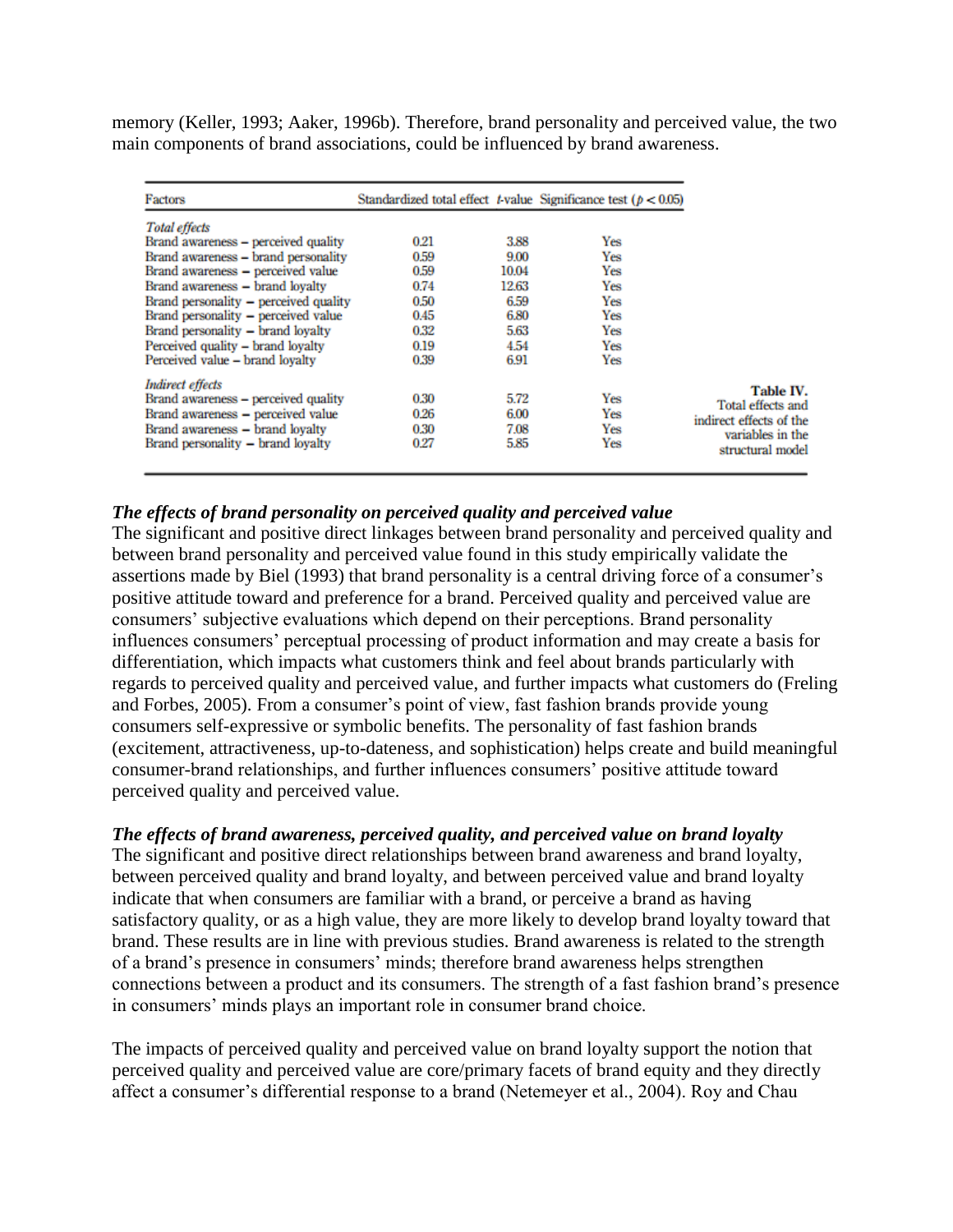memory (Keller, 1993; Aaker, 1996b). Therefore, brand personality and perceived value, the two main components of brand associations, could be influenced by brand awareness.

| Factors | Standardized total effect | $t$-value | Significance test ($p < 0.05$) |
|---|---|---|---|
| *Total effects* | | | |
| Brand awareness – perceived quality | 0.21 | 3.88 | Yes |
| Brand awareness – brand personality | 0.59 | 9.00 | Yes |
| Brand awareness – perceived value | 0.59 | 10.04 | Yes |
| Brand awareness – brand loyalty | 0.74 | 12.63 | Yes |
| Brand personality – perceived quality | 0.50 | 6.59 | Yes |
| Brand personality – perceived value | 0.45 | 6.80 | Yes |
| Brand personality – brand loyalty | 0.32 | 5.63 | Yes |
| Perceived quality – brand loyalty | 0.19 | 4.54 | Yes |
| Perceived value – brand loyalty | 0.39 | 6.91 | Yes |
| *Indirect effects* | | | |
| Brand awareness – perceived quality | 0.30 | 5.72 | Yes |
| Brand awareness – perceived value | 0.26 | 6.00 | Yes |
| Brand awareness – brand loyalty | 0.30 | 7.08 | Yes |
| Brand personality – brand loyalty | 0.27 | 5.85 | Yes |

**Table IV.** Total effects and indirect effects of the variables in the structural model

***The effects of brand personality on perceived quality and perceived value***

The significant and positive direct linkages between brand personality and perceived quality and between brand personality and perceived value found in this study empirically validate the assertions made by Biel (1993) that brand personality is a central driving force of a consumer's positive attitude toward and preference for a brand. Perceived quality and perceived value are consumers' subjective evaluations which depend on their perceptions. Brand personality influences consumers' perceptual processing of product information and may create a basis for differentiation, which impacts what customers think and feel about brands particularly with regards to perceived quality and perceived value, and further impacts what customers do (Freling and Forbes, 2005). From a consumer's point of view, fast fashion brands provide young consumers self-expressive or symbolic benefits. The personality of fast fashion brands (excitement, attractiveness, up-to-dateness, and sophistication) helps create and build meaningful consumer-brand relationships, and further influences consumers' positive attitude toward perceived quality and perceived value.

***The effects of brand awareness, perceived quality, and perceived value on brand loyalty***

The significant and positive direct relationships between brand awareness and brand loyalty, between perceived quality and brand loyalty, and between perceived value and brand loyalty indicate that when consumers are familiar with a brand, or perceive a brand as having satisfactory quality, or as a high value, they are more likely to develop brand loyalty toward that brand. These results are in line with previous studies. Brand awareness is related to the strength of a brand's presence in consumers' minds; therefore brand awareness helps strengthen connections between a product and its consumers. The strength of a fast fashion brand's presence in consumers' minds plays an important role in consumer brand choice.

The impacts of perceived quality and perceived value on brand loyalty support the notion that perceived quality and perceived value are core/primary facets of brand equity and they directly affect a consumer's differential response to a brand (Netemeyer et al., 2004). Roy and Chau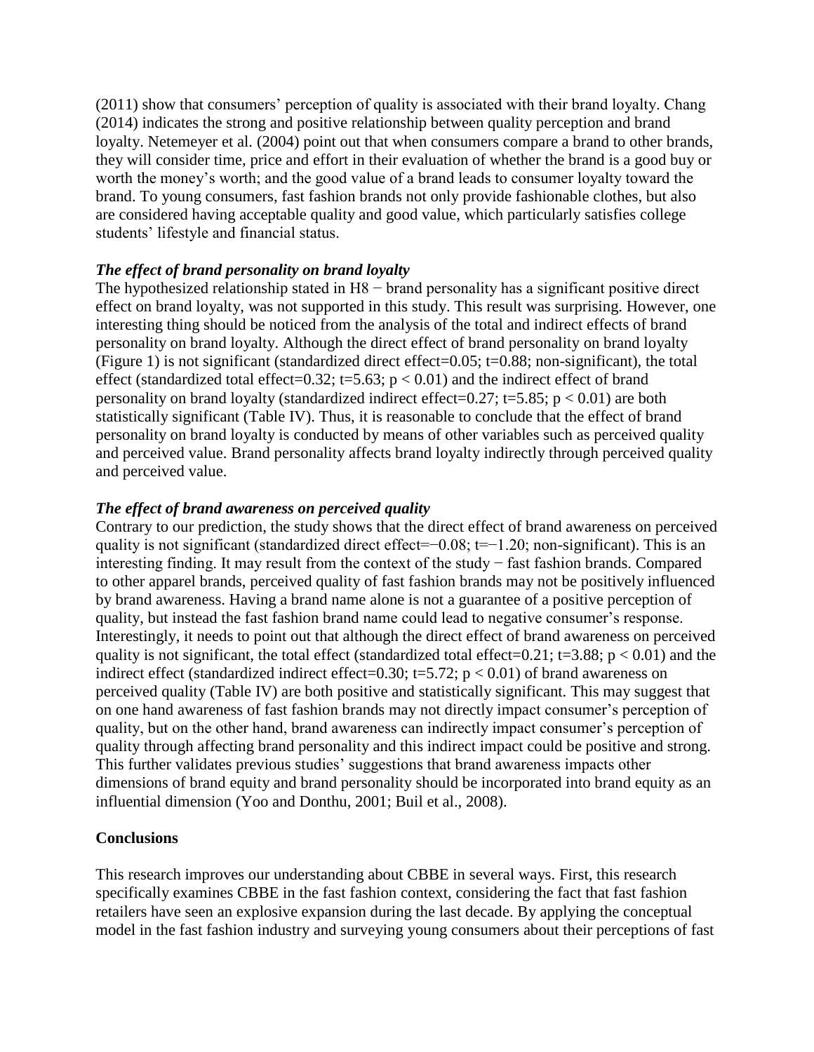(2011) show that consumers' perception of quality is associated with their brand loyalty. Chang (2014) indicates the strong and positive relationship between quality perception and brand loyalty. Netemeyer et al. (2004) point out that when consumers compare a brand to other brands, they will consider time, price and effort in their evaluation of whether the brand is a good buy or worth the money's worth; and the good value of a brand leads to consumer loyalty toward the brand. To young consumers, fast fashion brands not only provide fashionable clothes, but also are considered having acceptable quality and good value, which particularly satisfies college students' lifestyle and financial status.

### *The effect of brand personality on brand loyalty*

The hypothesized relationship stated in H8 − brand personality has a significant positive direct effect on brand loyalty, was not supported in this study. This result was surprising. However, one interesting thing should be noticed from the analysis of the total and indirect effects of brand personality on brand loyalty. Although the direct effect of brand personality on brand loyalty (Figure 1) is not significant (standardized direct effect=0.05; t=0.88; non-significant), the total effect (standardized total effect=0.32; t=5.63; $p < 0.01$) and the indirect effect of brand personality on brand loyalty (standardized indirect effect=0.27; t=5.85; $p < 0.01$) are both statistically significant (Table IV). Thus, it is reasonable to conclude that the effect of brand personality on brand loyalty is conducted by means of other variables such as perceived quality and perceived value. Brand personality affects brand loyalty indirectly through perceived quality and perceived value.

### *The effect of brand awareness on perceived quality*

Contrary to our prediction, the study shows that the direct effect of brand awareness on perceived quality is not significant (standardized direct effect=−0.08; t=−1.20; non-significant). This is an interesting finding. It may result from the context of the study − fast fashion brands. Compared to other apparel brands, perceived quality of fast fashion brands may not be positively influenced by brand awareness. Having a brand name alone is not a guarantee of a positive perception of quality, but instead the fast fashion brand name could lead to negative consumer's response. Interestingly, it needs to point out that although the direct effect of brand awareness on perceived quality is not significant, the total effect (standardized total effect=0.21; t=3.88; $p < 0.01$) and the indirect effect (standardized indirect effect=0.30; t=5.72; $p < 0.01$) of brand awareness on perceived quality (Table IV) are both positive and statistically significant. This may suggest that on one hand awareness of fast fashion brands may not directly impact consumer's perception of quality, but on the other hand, brand awareness can indirectly impact consumer's perception of quality through affecting brand personality and this indirect impact could be positive and strong. This further validates previous studies' suggestions that brand awareness impacts other dimensions of brand equity and brand personality should be incorporated into brand equity as an influential dimension (Yoo and Donthu, 2001; Buil et al., 2008).

## Conclusions

This research improves our understanding about CBBE in several ways. First, this research specifically examines CBBE in the fast fashion context, considering the fact that fast fashion retailers have seen an explosive expansion during the last decade. By applying the conceptual model in the fast fashion industry and surveying young consumers about their perceptions of fast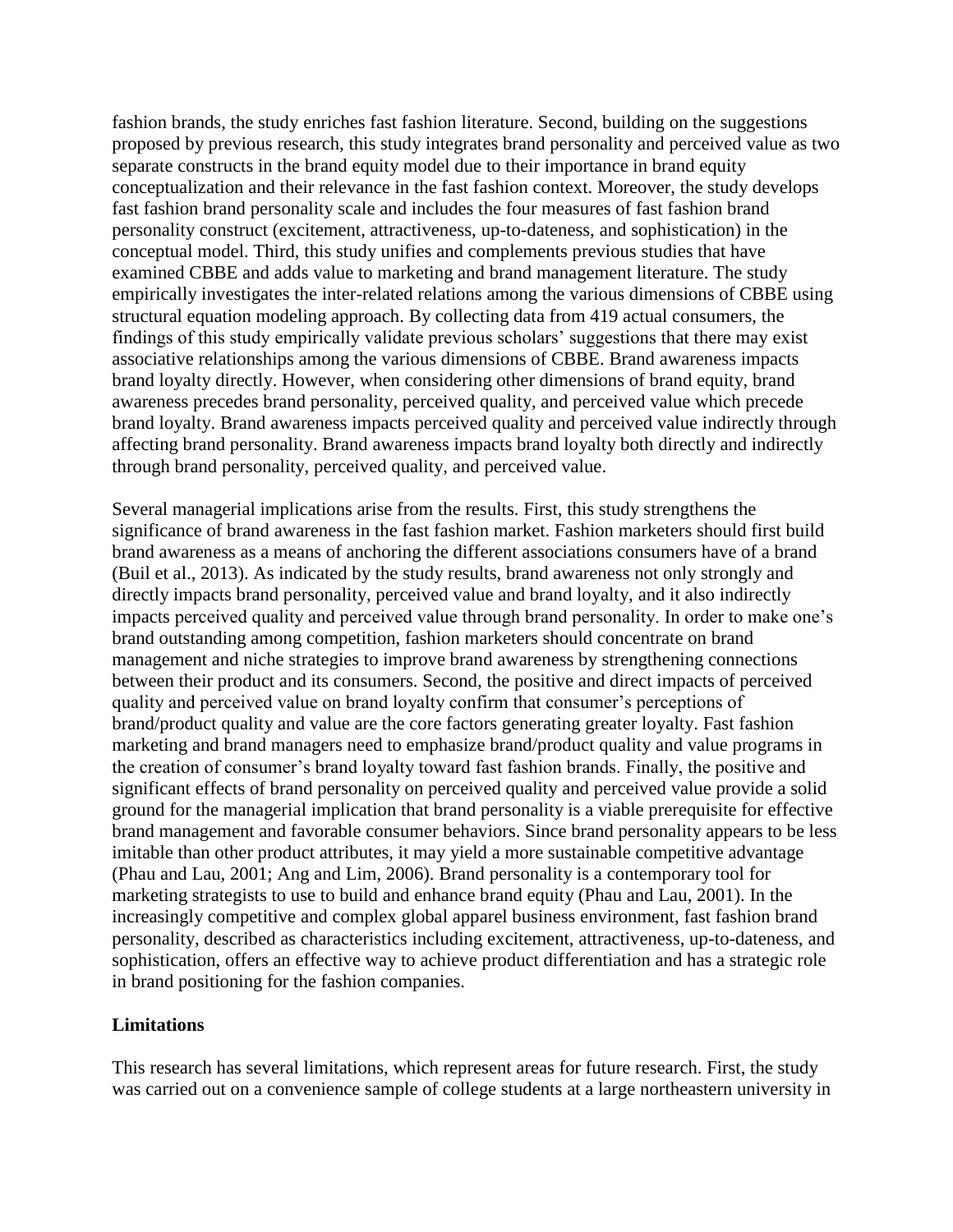fashion brands, the study enriches fast fashion literature. Second, building on the suggestions proposed by previous research, this study integrates brand personality and perceived value as two separate constructs in the brand equity model due to their importance in brand equity conceptualization and their relevance in the fast fashion context. Moreover, the study develops fast fashion brand personality scale and includes the four measures of fast fashion brand personality construct (excitement, attractiveness, up-to-dateness, and sophistication) in the conceptual model. Third, this study unifies and complements previous studies that have examined CBBE and adds value to marketing and brand management literature. The study empirically investigates the inter-related relations among the various dimensions of CBBE using structural equation modeling approach. By collecting data from 419 actual consumers, the findings of this study empirically validate previous scholars' suggestions that there may exist associative relationships among the various dimensions of CBBE. Brand awareness impacts brand loyalty directly. However, when considering other dimensions of brand equity, brand awareness precedes brand personality, perceived quality, and perceived value which precede brand loyalty. Brand awareness impacts perceived quality and perceived value indirectly through affecting brand personality. Brand awareness impacts brand loyalty both directly and indirectly through brand personality, perceived quality, and perceived value.

Several managerial implications arise from the results. First, this study strengthens the significance of brand awareness in the fast fashion market. Fashion marketers should first build brand awareness as a means of anchoring the different associations consumers have of a brand (Buil et al., 2013). As indicated by the study results, brand awareness not only strongly and directly impacts brand personality, perceived value and brand loyalty, and it also indirectly impacts perceived quality and perceived value through brand personality. In order to make one's brand outstanding among competition, fashion marketers should concentrate on brand management and niche strategies to improve brand awareness by strengthening connections between their product and its consumers. Second, the positive and direct impacts of perceived quality and perceived value on brand loyalty confirm that consumer's perceptions of brand/product quality and value are the core factors generating greater loyalty. Fast fashion marketing and brand managers need to emphasize brand/product quality and value programs in the creation of consumer's brand loyalty toward fast fashion brands. Finally, the positive and significant effects of brand personality on perceived quality and perceived value provide a solid ground for the managerial implication that brand personality is a viable prerequisite for effective brand management and favorable consumer behaviors. Since brand personality appears to be less imitable than other product attributes, it may yield a more sustainable competitive advantage (Phau and Lau, 2001; Ang and Lim, 2006). Brand personality is a contemporary tool for marketing strategists to use to build and enhance brand equity (Phau and Lau, 2001). In the increasingly competitive and complex global apparel business environment, fast fashion brand personality, described as characteristics including excitement, attractiveness, up-to-dateness, and sophistication, offers an effective way to achieve product differentiation and has a strategic role in brand positioning for the fashion companies.

## Limitations

This research has several limitations, which represent areas for future research. First, the study was carried out on a convenience sample of college students at a large northeastern university in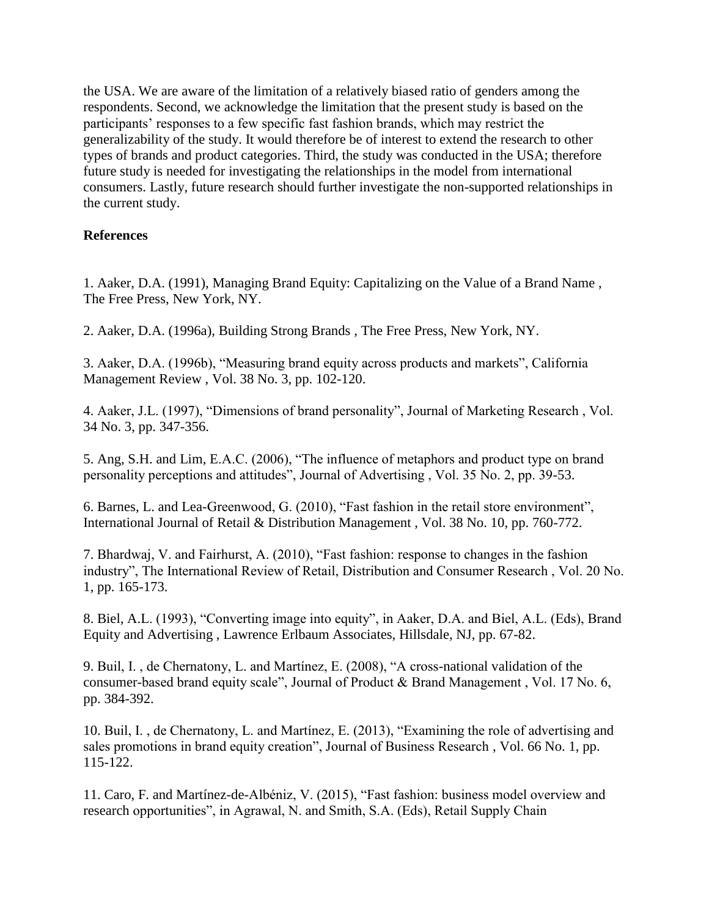the USA. We are aware of the limitation of a relatively biased ratio of genders among the respondents. Second, we acknowledge the limitation that the present study is based on the participants' responses to a few specific fast fashion brands, which may restrict the generalizability of the study. It would therefore be of interest to extend the research to other types of brands and product categories. Third, the study was conducted in the USA; therefore future study is needed for investigating the relationships in the model from international consumers. Lastly, future research should further investigate the non-supported relationships in the current study.

**References**

1. Aaker, D.A. (1991), Managing Brand Equity: Capitalizing on the Value of a Brand Name , The Free Press, New York, NY.

2. Aaker, D.A. (1996a), Building Strong Brands , The Free Press, New York, NY.

3. Aaker, D.A. (1996b), "Measuring brand equity across products and markets", California Management Review , Vol. 38 No. 3, pp. 102-120.

4. Aaker, J.L. (1997), "Dimensions of brand personality", Journal of Marketing Research , Vol. 34 No. 3, pp. 347-356.

5. Ang, S.H. and Lim, E.A.C. (2006), "The influence of metaphors and product type on brand personality perceptions and attitudes", Journal of Advertising , Vol. 35 No. 2, pp. 39-53.

6. Barnes, L. and Lea-Greenwood, G. (2010), "Fast fashion in the retail store environment", International Journal of Retail & Distribution Management , Vol. 38 No. 10, pp. 760-772.

7. Bhardwaj, V. and Fairhurst, A. (2010), "Fast fashion: response to changes in the fashion industry", The International Review of Retail, Distribution and Consumer Research , Vol. 20 No. 1, pp. 165-173.

8. Biel, A.L. (1993), "Converting image into equity", in Aaker, D.A. and Biel, A.L. (Eds), Brand Equity and Advertising , Lawrence Erlbaum Associates, Hillsdale, NJ, pp. 67-82.

9. Buil, I. , de Chernatony, L. and Martínez, E. (2008), "A cross-national validation of the consumer-based brand equity scale", Journal of Product & Brand Management , Vol. 17 No. 6, pp. 384-392.

10. Buil, I. , de Chernatony, L. and Martínez, E. (2013), "Examining the role of advertising and sales promotions in brand equity creation", Journal of Business Research , Vol. 66 No. 1, pp. 115-122.

11. Caro, F. and Martínez-de-Albéniz, V. (2015), "Fast fashion: business model overview and research opportunities", in Agrawal, N. and Smith, S.A. (Eds), Retail Supply Chain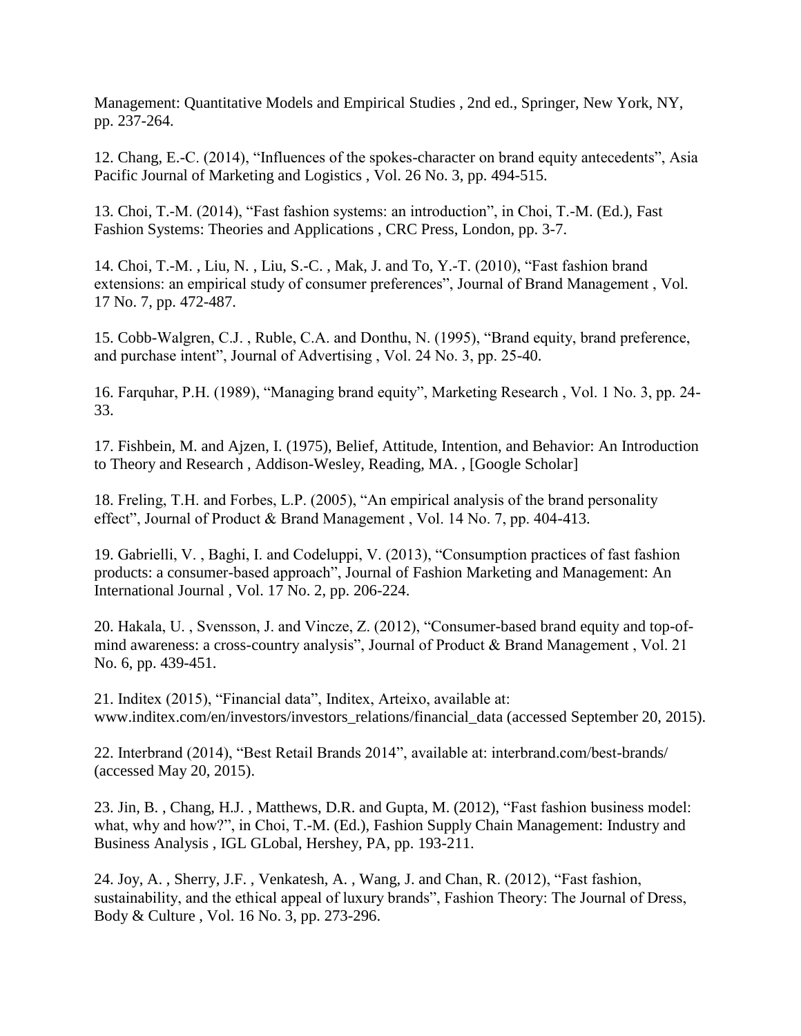Management: Quantitative Models and Empirical Studies , 2nd ed., Springer, New York, NY, pp. 237-264.

12. Chang, E.-C. (2014), “Influences of the spokes-character on brand equity antecedents”, Asia Pacific Journal of Marketing and Logistics , Vol. 26 No. 3, pp. 494-515.

13. Choi, T.-M. (2014), “Fast fashion systems: an introduction”, in Choi, T.-M. (Ed.), Fast Fashion Systems: Theories and Applications , CRC Press, London, pp. 3-7.

14. Choi, T.-M. , Liu, N. , Liu, S.-C. , Mak, J. and To, Y.-T. (2010), “Fast fashion brand extensions: an empirical study of consumer preferences”, Journal of Brand Management , Vol. 17 No. 7, pp. 472-487.

15. Cobb-Walgren, C.J. , Ruble, C.A. and Donthu, N. (1995), “Brand equity, brand preference, and purchase intent”, Journal of Advertising , Vol. 24 No. 3, pp. 25-40.

16. Farquhar, P.H. (1989), “Managing brand equity”, Marketing Research , Vol. 1 No. 3, pp. 24-33.

17. Fishbein, M. and Ajzen, I. (1975), Belief, Attitude, Intention, and Behavior: An Introduction to Theory and Research , Addison-Wesley, Reading, MA. , [Google Scholar]

18. Freling, T.H. and Forbes, L.P. (2005), “An empirical analysis of the brand personality effect”, Journal of Product & Brand Management , Vol. 14 No. 7, pp. 404-413.

19. Gabrielli, V. , Baghi, I. and Codeluppi, V. (2013), “Consumption practices of fast fashion products: a consumer-based approach”, Journal of Fashion Marketing and Management: An International Journal , Vol. 17 No. 2, pp. 206-224.

20. Hakala, U. , Svensson, J. and Vincze, Z. (2012), “Consumer-based brand equity and top-of-mind awareness: a cross-country analysis”, Journal of Product & Brand Management , Vol. 21 No. 6, pp. 439-451.

21. Inditex (2015), “Financial data”, Inditex, Arteixo, available at: www.inditex.com/en/investors/investors_relations/financial_data (accessed September 20, 2015).

22. Interbrand (2014), “Best Retail Brands 2014”, available at: interbrand.com/best-brands/ (accessed May 20, 2015).

23. Jin, B. , Chang, H.J. , Matthews, D.R. and Gupta, M. (2012), “Fast fashion business model: what, why and how?”, in Choi, T.-M. (Ed.), Fashion Supply Chain Management: Industry and Business Analysis , IGL GLobal, Hershey, PA, pp. 193-211.

24. Joy, A. , Sherry, J.F. , Venkatesh, A. , Wang, J. and Chan, R. (2012), “Fast fashion, sustainability, and the ethical appeal of luxury brands”, Fashion Theory: The Journal of Dress, Body & Culture , Vol. 16 No. 3, pp. 273-296.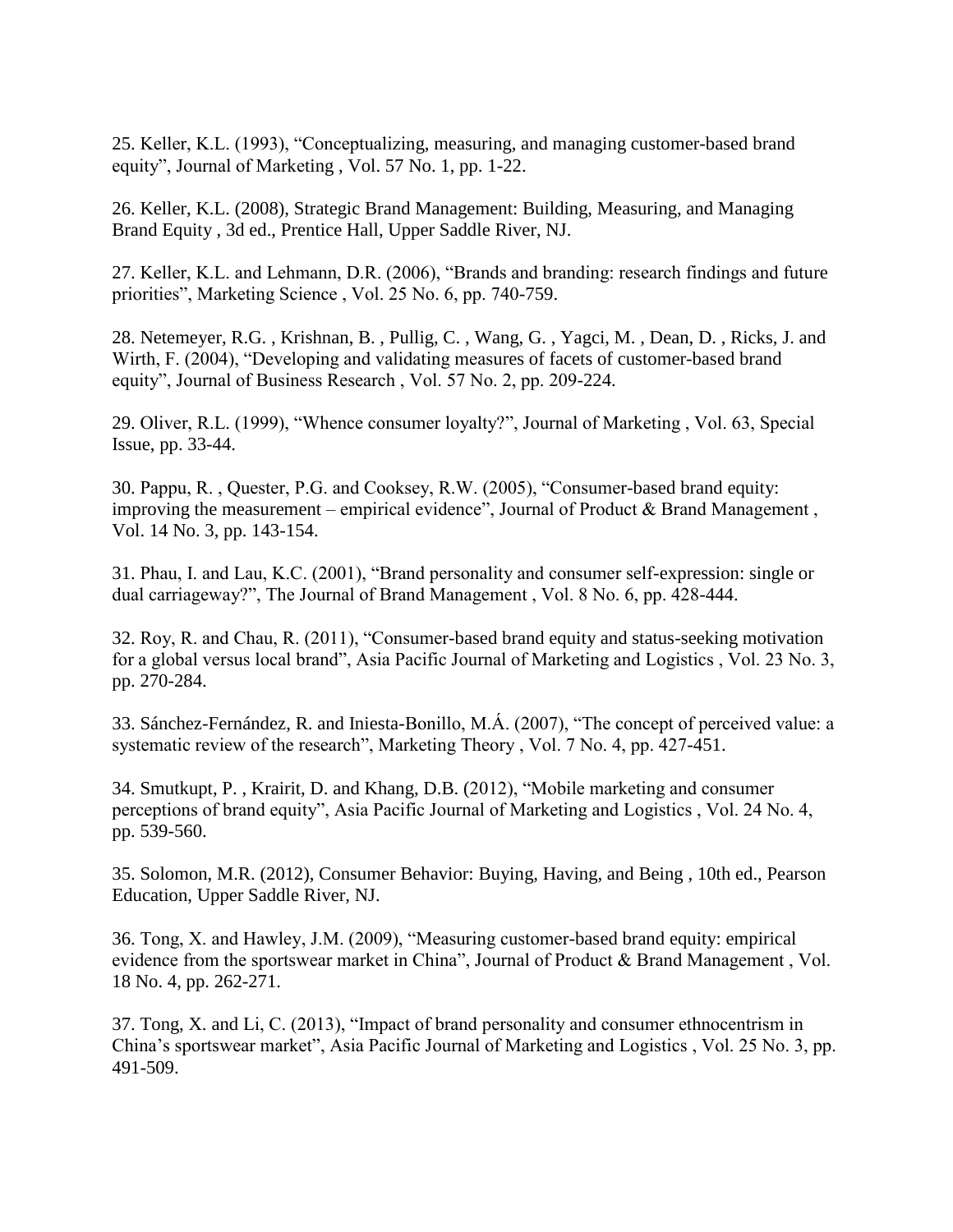25. Keller, K.L. (1993), “Conceptualizing, measuring, and managing customer-based brand equity”, Journal of Marketing , Vol. 57 No. 1, pp. 1-22.

26. Keller, K.L. (2008), Strategic Brand Management: Building, Measuring, and Managing Brand Equity , 3d ed., Prentice Hall, Upper Saddle River, NJ.

27. Keller, K.L. and Lehmann, D.R. (2006), “Brands and branding: research findings and future priorities”, Marketing Science , Vol. 25 No. 6, pp. 740-759.

28. Netemeyer, R.G. , Krishnan, B. , Pullig, C. , Wang, G. , Yagci, M. , Dean, D. , Ricks, J. and Wirth, F. (2004), “Developing and validating measures of facets of customer-based brand equity”, Journal of Business Research , Vol. 57 No. 2, pp. 209-224.

29. Oliver, R.L. (1999), “Whence consumer loyalty?”, Journal of Marketing , Vol. 63, Special Issue, pp. 33-44.

30. Pappu, R. , Quester, P.G. and Cooksey, R.W. (2005), “Consumer-based brand equity: improving the measurement – empirical evidence”, Journal of Product & Brand Management , Vol. 14 No. 3, pp. 143-154.

31. Phau, I. and Lau, K.C. (2001), “Brand personality and consumer self-expression: single or dual carriageway?”, The Journal of Brand Management , Vol. 8 No. 6, pp. 428-444.

32. Roy, R. and Chau, R. (2011), “Consumer-based brand equity and status-seeking motivation for a global versus local brand”, Asia Pacific Journal of Marketing and Logistics , Vol. 23 No. 3, pp. 270-284.

33. Sánchez-Fernández, R. and Iniesta-Bonillo, M.Á. (2007), “The concept of perceived value: a systematic review of the research”, Marketing Theory , Vol. 7 No. 4, pp. 427-451.

34. Smutkupt, P. , Krairit, D. and Khang, D.B. (2012), “Mobile marketing and consumer perceptions of brand equity”, Asia Pacific Journal of Marketing and Logistics , Vol. 24 No. 4, pp. 539-560.

35. Solomon, M.R. (2012), Consumer Behavior: Buying, Having, and Being , 10th ed., Pearson Education, Upper Saddle River, NJ.

36. Tong, X. and Hawley, J.M. (2009), “Measuring customer-based brand equity: empirical evidence from the sportswear market in China”, Journal of Product & Brand Management , Vol. 18 No. 4, pp. 262-271.

37. Tong, X. and Li, C. (2013), “Impact of brand personality and consumer ethnocentrism in China’s sportswear market”, Asia Pacific Journal of Marketing and Logistics , Vol. 25 No. 3, pp. 491-509.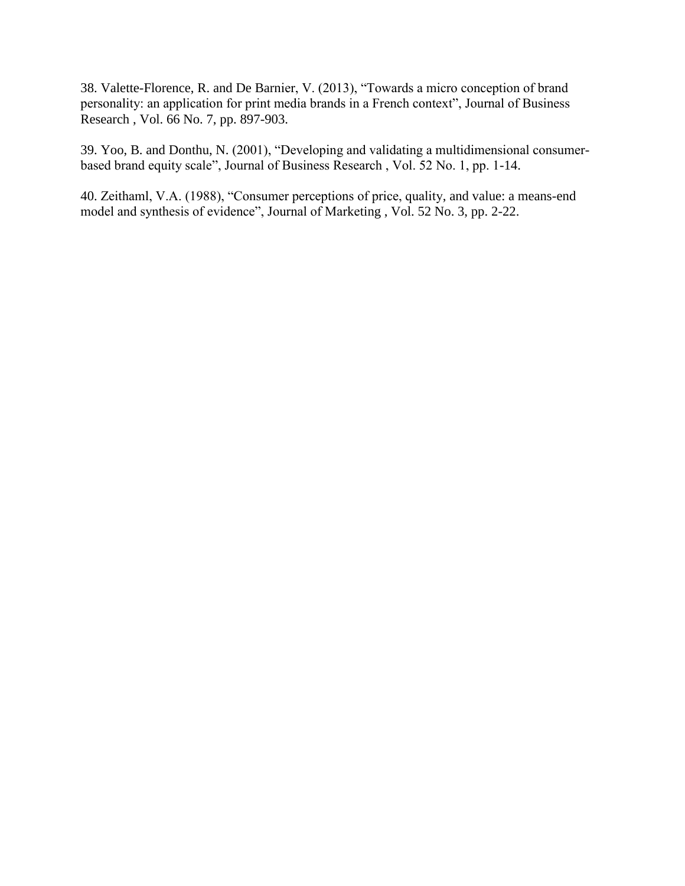38. Valette-Florence, R. and De Barnier, V. (2013), “Towards a micro conception of brand personality: an application for print media brands in a French context”, Journal of Business Research , Vol. 66 No. 7, pp. 897-903.

39. Yoo, B. and Donthu, N. (2001), “Developing and validating a multidimensional consumer-based brand equity scale”, Journal of Business Research , Vol. 52 No. 1, pp. 1-14.

40. Zeithaml, V.A. (1988), “Consumer perceptions of price, quality, and value: a means-end model and synthesis of evidence”, Journal of Marketing , Vol. 52 No. 3, pp. 2-22.